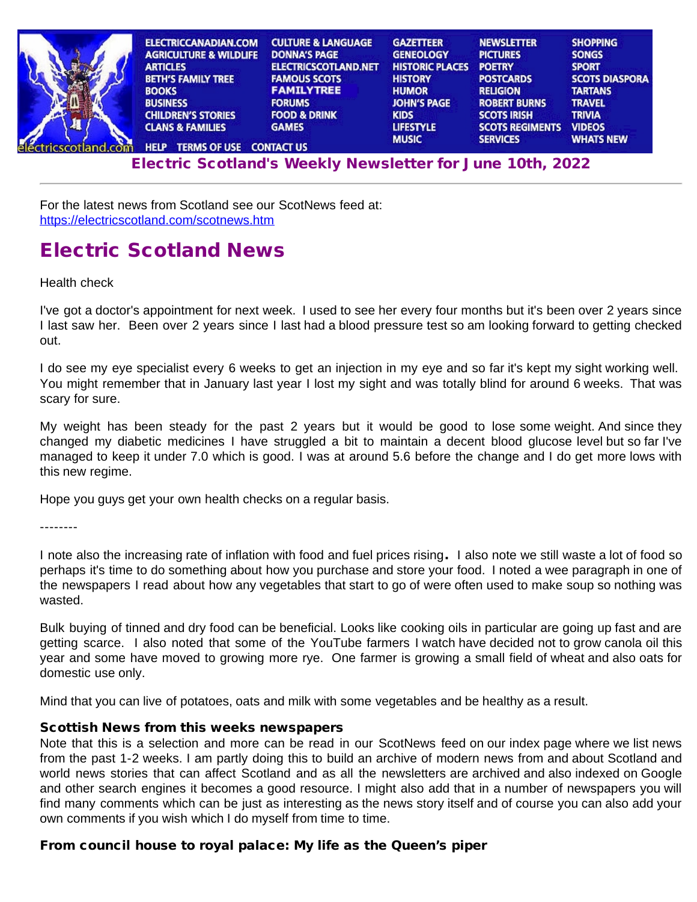ELECTRICCANADIAN.COM AGRICULTURE & WILDLIFE ARTICLES BETH'S FAMILY TREE BOOKS BUSINESS CHILDREN'S STORIES CLANS & FAMILIES CULTURE & LANGUAGE DONNA'S PAGE ELECTRICSCOTLAND.NET FAMOUS SCOTS FAMILYTREE FORUMS FOOD & DRINK GAMES GAZETTEER GENEOLOGY HISTORIC PLACES HISTORY HUMOR JOHN'S PAGE KIDS LIFESTYLE MUSIC NEWSLETTER PICTURES POETRY POSTCARDS RELIGION ROBERT BURNS SCOTS IRISH SCOTS REGIMENTS SERVICES SHOPPING SONGS SPORT SCOTS DIASPORA TARTANS TRAVEL TRIVIA VIDEOS WHATS NEW

HELP TERMS OF USE CONTACT US

## Electric Scotland's Weekly Newsletter for June 10th, 2022

---

For the latest news from Scotland see our ScotNews feed at:
https://electricscotland.com/scotnews.htm

# Electric Scotland News

Health check

I've got a doctor's appointment for next week. I used to see her every four months but it's been over 2 years since I last saw her. Been over 2 years since I last had a blood pressure test so am looking forward to getting checked out.

I do see my eye specialist every 6 weeks to get an injection in my eye and so far it's kept my sight working well. You might remember that in January last year I lost my sight and was totally blind for around 6 weeks. That was scary for sure.

My weight has been steady for the past 2 years but it would be good to lose some weight. And since they changed my diabetic medicines I have struggled a bit to maintain a decent blood glucose level but so far I've managed to keep it under 7.0 which is good. I was at around 5.6 before the change and I do get more lows with this new regime.

Hope you guys get your own health checks on a regular basis.

--------

I note also the increasing rate of inflation with food and fuel prices rising. I also note we still waste a lot of food so perhaps it's time to do something about how you purchase and store your food. I noted a wee paragraph in one of the newspapers I read about how any vegetables that start to go of were often used to make soup so nothing was wasted.

Bulk buying of tinned and dry food can be beneficial. Looks like cooking oils in particular are going up fast and are getting scarce. I also noted that some of the YouTube farmers I watch have decided not to grow canola oil this year and some have moved to growing more rye. One farmer is growing a small field of wheat and also oats for domestic use only.

Mind that you can live of potatoes, oats and milk with some vegetables and be healthy as a result.

### Scottish News from this weeks newspapers

Note that this is a selection and more can be read in our ScotNews feed on our index page where we list news from the past 1-2 weeks. I am partly doing this to build an archive of modern news from and about Scotland and world news stories that can affect Scotland and as all the newsletters are archived and also indexed on Google and other search engines it becomes a good resource. I might also add that in a number of newspapers you will find many comments which can be just as interesting as the news story itself and of course you can also add your own comments if you wish which I do myself from time to time.

### From council house to royal palace: My life as the Queen's piper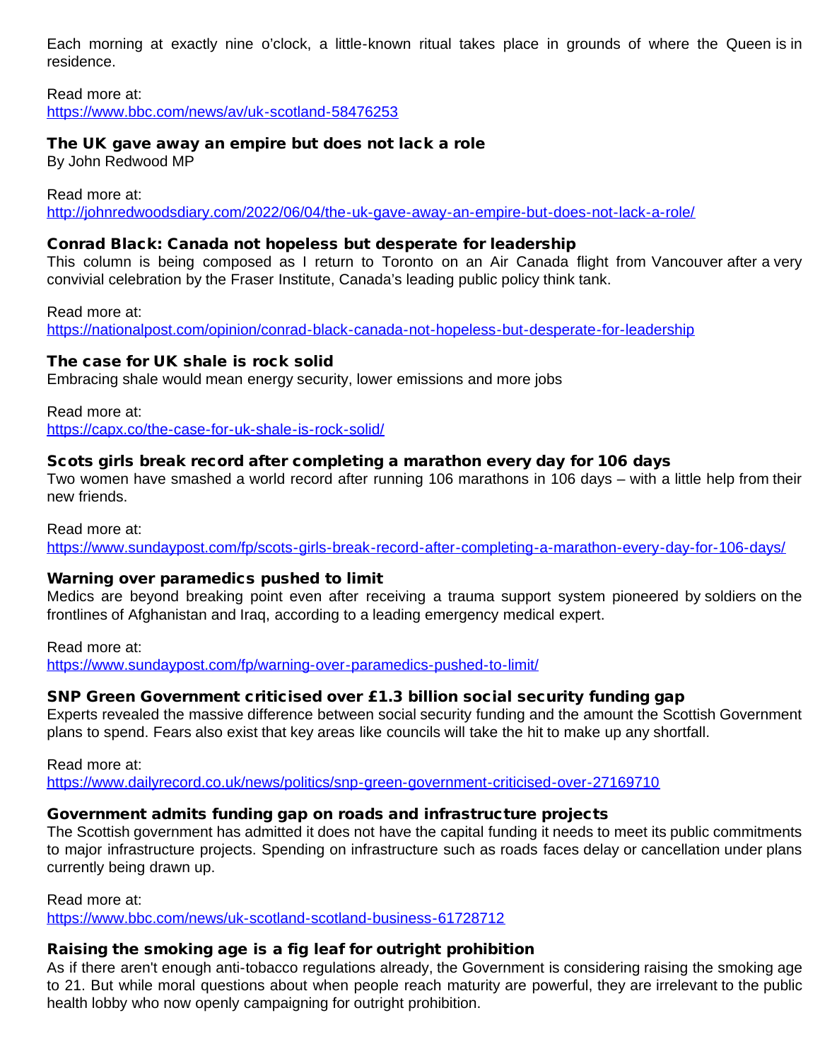Each morning at exactly nine o'clock, a little-known ritual takes place in grounds of where the Queen is in residence.

Read more at:
https://www.bbc.com/news/av/uk-scotland-58476253

### The UK gave away an empire but does not lack a role

By John Redwood MP

Read more at:
http://johnredwoodsdiary.com/2022/06/04/the-uk-gave-away-an-empire-but-does-not-lack-a-role/

### Conrad Black: Canada not hopeless but desperate for leadership

This column is being composed as I return to Toronto on an Air Canada flight from Vancouver after a very convivial celebration by the Fraser Institute, Canada's leading public policy think tank.

Read more at:
https://nationalpost.com/opinion/conrad-black-canada-not-hopeless-but-desperate-for-leadership

### The case for UK shale is rock solid

Embracing shale would mean energy security, lower emissions and more jobs

Read more at:
https://capx.co/the-case-for-uk-shale-is-rock-solid/

### Scots girls break record after completing a marathon every day for 106 days

Two women have smashed a world record after running 106 marathons in 106 days – with a little help from their new friends.

Read more at:
https://www.sundaypost.com/fp/scots-girls-break-record-after-completing-a-marathon-every-day-for-106-days/

### Warning over paramedics pushed to limit

Medics are beyond breaking point even after receiving a trauma support system pioneered by soldiers on the frontlines of Afghanistan and Iraq, according to a leading emergency medical expert.

Read more at:
https://www.sundaypost.com/fp/warning-over-paramedics-pushed-to-limit/

### SNP Green Government criticised over £1.3 billion social security funding gap

Experts revealed the massive difference between social security funding and the amount the Scottish Government plans to spend. Fears also exist that key areas like councils will take the hit to make up any shortfall.

Read more at:
https://www.dailyrecord.co.uk/news/politics/snp-green-government-criticised-over-27169710

### Government admits funding gap on roads and infrastructure projects

The Scottish government has admitted it does not have the capital funding it needs to meet its public commitments to major infrastructure projects. Spending on infrastructure such as roads faces delay or cancellation under plans currently being drawn up.

Read more at:
https://www.bbc.com/news/uk-scotland-scotland-business-61728712

### Raising the smoking age is a fig leaf for outright prohibition

As if there aren't enough anti-tobacco regulations already, the Government is considering raising the smoking age to 21. But while moral questions about when people reach maturity are powerful, they are irrelevant to the public health lobby who now openly campaigning for outright prohibition.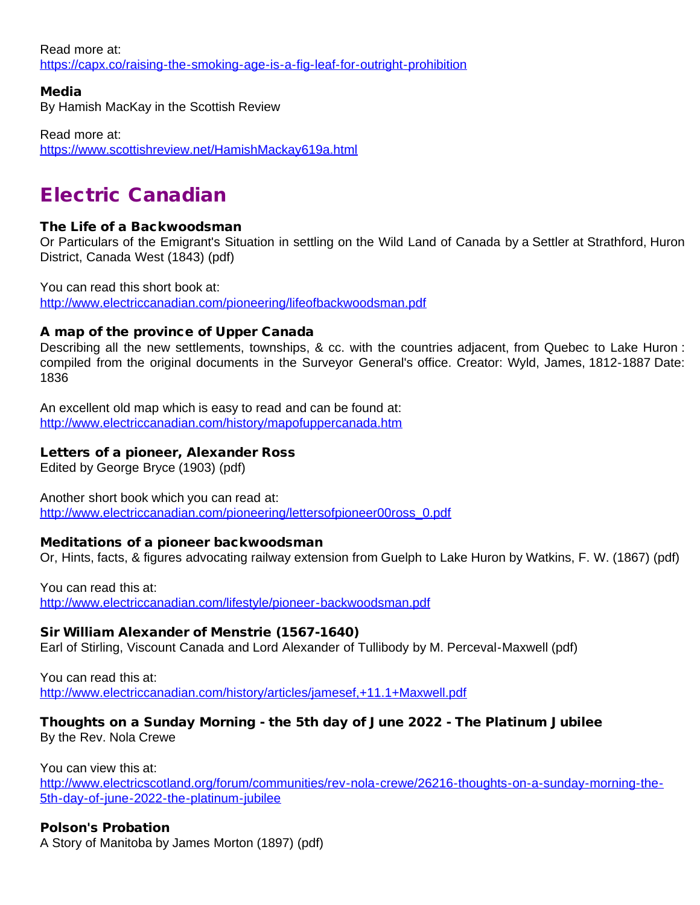Read more at:
https://capx.co/raising-the-smoking-age-is-a-fig-leaf-for-outright-prohibition

### Media

By Hamish MacKay in the Scottish Review

Read more at:
https://www.scottishreview.net/HamishMackay619a.html

## Electric Canadian

### The Life of a Backwoodsman

Or Particulars of the Emigrant's Situation in settling on the Wild Land of Canada by a Settler at Strathford, Huron District, Canada West (1843) (pdf)

You can read this short book at:
http://www.electriccanadian.com/pioneering/lifeofbackwoodsman.pdf

### A map of the province of Upper Canada

Describing all the new settlements, townships, & cc. with the countries adjacent, from Quebec to Lake Huron : compiled from the original documents in the Surveyor General's office. Creator: Wyld, James, 1812-1887 Date: 1836

An excellent old map which is easy to read and can be found at:
http://www.electriccanadian.com/history/mapofuppercanada.htm

### Letters of a pioneer, Alexander Ross

Edited by George Bryce (1903) (pdf)

Another short book which you can read at:
http://www.electriccanadian.com/pioneering/lettersofpioneer00ross_0.pdf

### Meditations of a pioneer backwoodsman

Or, Hints, facts, & figures advocating railway extension from Guelph to Lake Huron by Watkins, F. W. (1867) (pdf)

You can read this at:
http://www.electriccanadian.com/lifestyle/pioneer-backwoodsman.pdf

### Sir William Alexander of Menstrie (1567-1640)

Earl of Stirling, Viscount Canada and Lord Alexander of Tullibody by M. Perceval-Maxwell (pdf)

You can read this at:
http://www.electriccanadian.com/history/articles/jamesef,+11.1+Maxwell.pdf

### Thoughts on a Sunday Morning - the 5th day of June 2022 - The Platinum Jubilee

By the Rev. Nola Crewe

You can view this at:
http://www.electricscotland.org/forum/communities/rev-nola-crewe/26216-thoughts-on-a-sunday-morning-the-5th-day-of-june-2022-the-platinum-jubilee

### Polson's Probation

A Story of Manitoba by James Morton (1897) (pdf)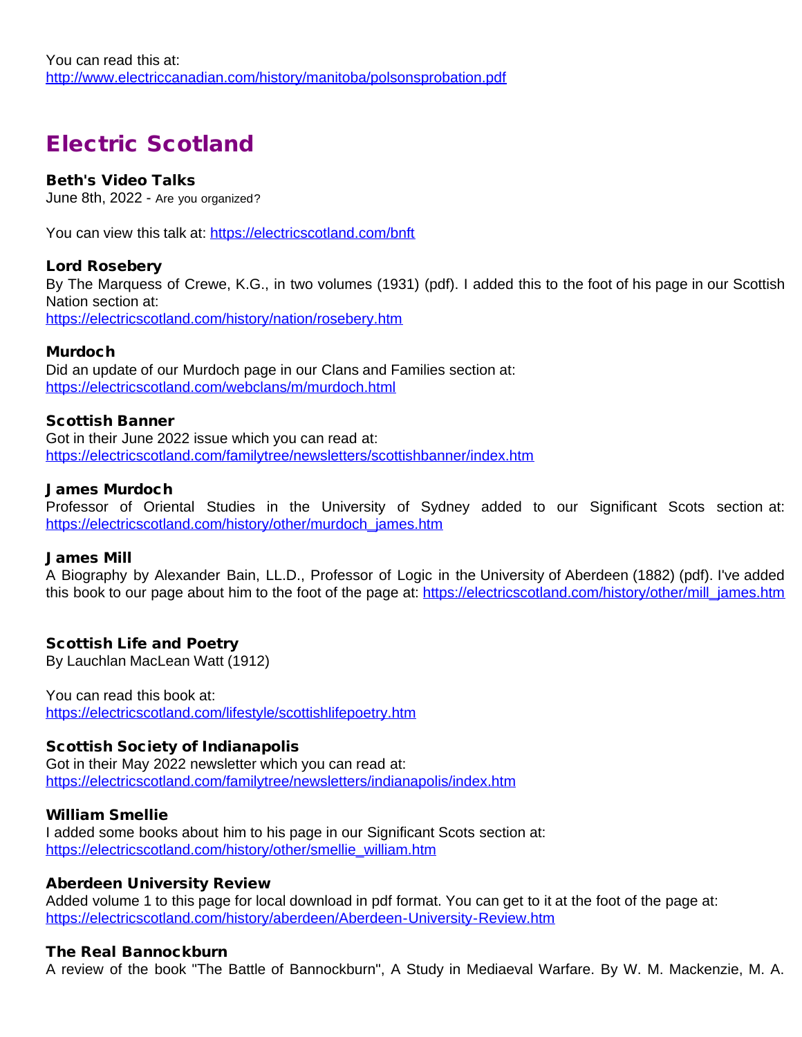You can read this at:
http://www.electriccanadian.com/history/manitoba/polsonsprobation.pdf

## Electric Scotland

### Beth's Video Talks

June 8th, 2022 - Are you organized?

You can view this talk at: https://electricscotland.com/bnft

### Lord Rosebery

By The Marquess of Crewe, K.G., in two volumes (1931) (pdf). I added this to the foot of his page in our Scottish Nation section at:
https://electricscotland.com/history/nation/rosebery.htm

### Murdoch

Did an update of our Murdoch page in our Clans and Families section at:
https://electricscotland.com/webclans/m/murdoch.html

### Scottish Banner

Got in their June 2022 issue which you can read at:
https://electricscotland.com/familytree/newsletters/scottishbanner/index.htm

### James Murdoch

Professor of Oriental Studies in the University of Sydney added to our Significant Scots section at:
https://electricscotland.com/history/other/murdoch_james.htm

### James Mill

A Biography by Alexander Bain, LL.D., Professor of Logic in the University of Aberdeen (1882) (pdf). I've added this book to our page about him to the foot of the page at: https://electricscotland.com/history/other/mill_james.htm

### Scottish Life and Poetry

By Lauchlan MacLean Watt (1912)

You can read this book at:
https://electricscotland.com/lifestyle/scottishlifepoetry.htm

### Scottish Society of Indianapolis

Got in their May 2022 newsletter which you can read at:
https://electricscotland.com/familytree/newsletters/indianapolis/index.htm

### William Smellie

I added some books about him to his page in our Significant Scots section at:
https://electricscotland.com/history/other/smellie_william.htm

### Aberdeen University Review

Added volume 1 to this page for local download in pdf format. You can get to it at the foot of the page at:
https://electricscotland.com/history/aberdeen/Aberdeen-University-Review.htm

### The Real Bannockburn

A review of the book "The Battle of Bannockburn", A Study in Mediaeval Warfare. By W. M. Mackenzie, M. A.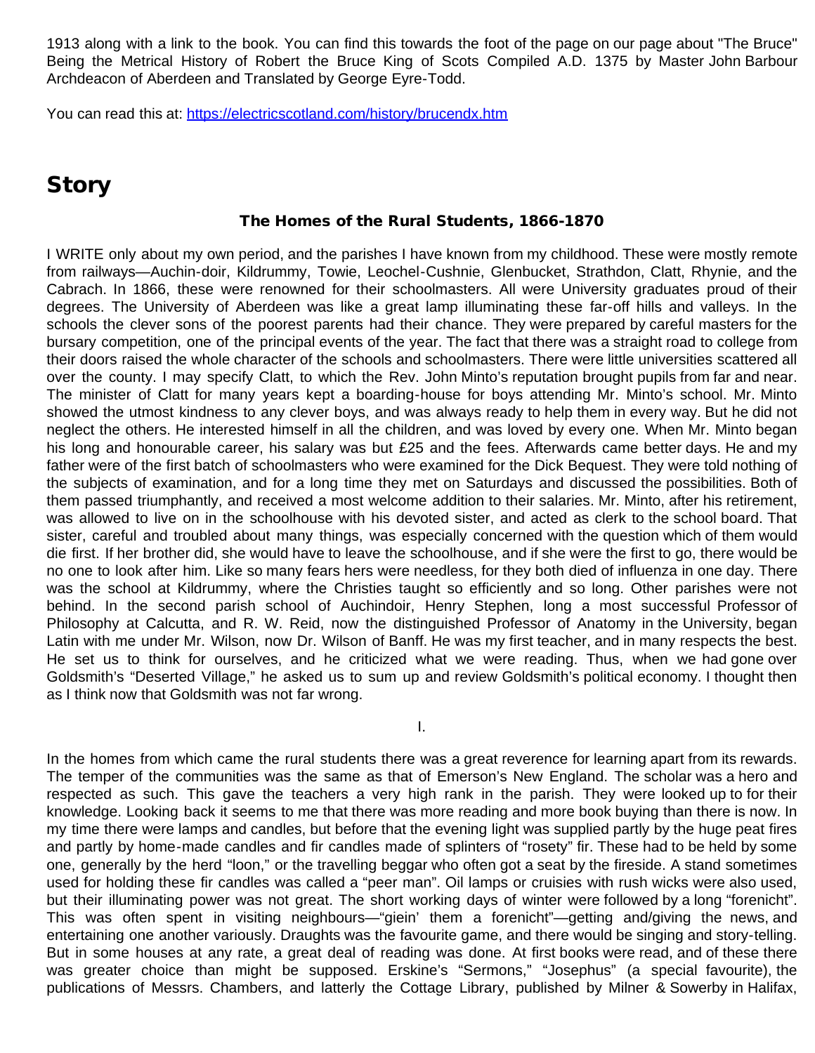1913 along with a link to the book. You can find this towards the foot of the page on our page about "The Bruce" Being the Metrical History of Robert the Bruce King of Scots Compiled A.D. 1375 by Master John Barbour Archdeacon of Aberdeen and Translated by George Eyre-Todd.

You can read this at: https://electricscotland.com/history/brucendx.htm

## Story

### The Homes of the Rural Students, 1866-1870

I WRITE only about my own period, and the parishes I have known from my childhood. These were mostly remote from railways—Auchin-doir, Kildrummy, Towie, Leochel-Cushnie, Glenbucket, Strathdon, Clatt, Rhynie, and the Cabrach. In 1866, these were renowned for their schoolmasters. All were University graduates proud of their degrees. The University of Aberdeen was like a great lamp illuminating these far-off hills and valleys. In the schools the clever sons of the poorest parents had their chance. They were prepared by careful masters for the bursary competition, one of the principal events of the year. The fact that there was a straight road to college from their doors raised the whole character of the schools and schoolmasters. There were little universities scattered all over the county. I may specify Clatt, to which the Rev. John Minto's reputation brought pupils from far and near. The minister of Clatt for many years kept a boarding-house for boys attending Mr. Minto's school. Mr. Minto showed the utmost kindness to any clever boys, and was always ready to help them in every way. But he did not neglect the others. He interested himself in all the children, and was loved by every one. When Mr. Minto began his long and honourable career, his salary was but £25 and the fees. Afterwards came better days. He and my father were of the first batch of schoolmasters who were examined for the Dick Bequest. They were told nothing of the subjects of examination, and for a long time they met on Saturdays and discussed the possibilities. Both of them passed triumphantly, and received a most welcome addition to their salaries. Mr. Minto, after his retirement, was allowed to live on in the schoolhouse with his devoted sister, and acted as clerk to the school board. That sister, careful and troubled about many things, was especially concerned with the question which of them would die first. If her brother did, she would have to leave the schoolhouse, and if she were the first to go, there would be no one to look after him. Like so many fears hers were needless, for they both died of influenza in one day. There was the school at Kildrummy, where the Christies taught so efficiently and so long. Other parishes were not behind. In the second parish school of Auchindoir, Henry Stephen, long a most successful Professor of Philosophy at Calcutta, and R. W. Reid, now the distinguished Professor of Anatomy in the University, began Latin with me under Mr. Wilson, now Dr. Wilson of Banff. He was my first teacher, and in many respects the best. He set us to think for ourselves, and he criticized what we were reading. Thus, when we had gone over Goldsmith's "Deserted Village," he asked us to sum up and review Goldsmith's political economy. I thought then as I think now that Goldsmith was not far wrong.

I.

In the homes from which came the rural students there was a great reverence for learning apart from its rewards. The temper of the communities was the same as that of Emerson's New England. The scholar was a hero and respected as such. This gave the teachers a very high rank in the parish. They were looked up to for their knowledge. Looking back it seems to me that there was more reading and more book buying than there is now. In my time there were lamps and candles, but before that the evening light was supplied partly by the huge peat fires and partly by home-made candles and fir candles made of splinters of "rosety" fir. These had to be held by some one, generally by the herd "loon," or the travelling beggar who often got a seat by the fireside. A stand sometimes used for holding these fir candles was called a "peer man". Oil lamps or cruisies with rush wicks were also used, but their illuminating power was not great. The short working days of winter were followed by a long "forenicht". This was often spent in visiting neighbours—"giein' them a forenicht"—getting and/giving the news, and entertaining one another variously. Draughts was the favourite game, and there would be singing and story-telling. But in some houses at any rate, a great deal of reading was done. At first books were read, and of these there was greater choice than might be supposed. Erskine's "Sermons," "Josephus" (a special favourite), the publications of Messrs. Chambers, and latterly the Cottage Library, published by Milner & Sowerby in Halifax,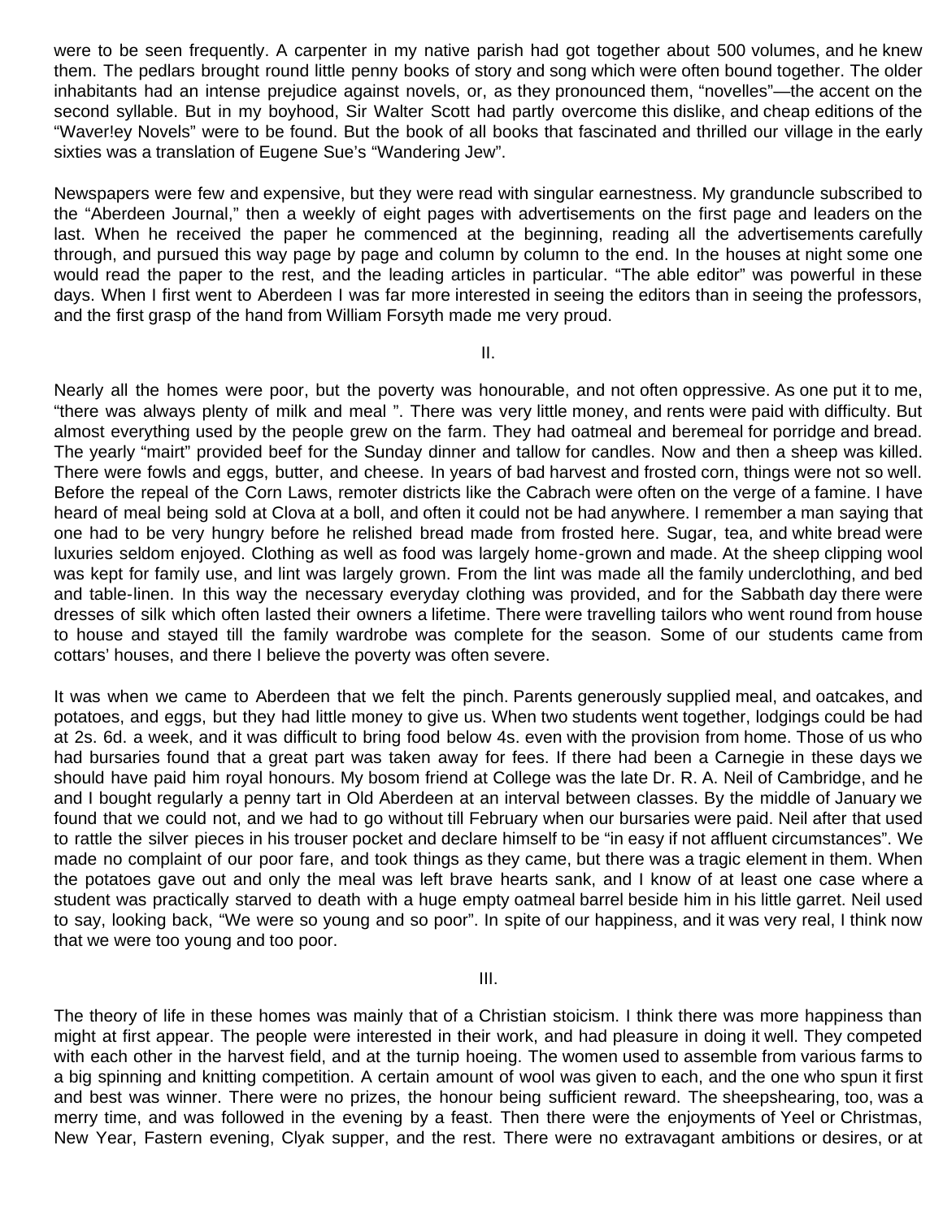were to be seen frequently. A carpenter in my native parish had got together about 500 volumes, and he knew them. The pedlars brought round little penny books of story and song which were often bound together. The older inhabitants had an intense prejudice against novels, or, as they pronounced them, "novelles"—the accent on the second syllable. But in my boyhood, Sir Walter Scott had partly overcome this dislike, and cheap editions of the "Waver!ey Novels" were to be found. But the book of all books that fascinated and thrilled our village in the early sixties was a translation of Eugene Sue's "Wandering Jew".

Newspapers were few and expensive, but they were read with singular earnestness. My granduncle subscribed to the "Aberdeen Journal," then a weekly of eight pages with advertisements on the first page and leaders on the last. When he received the paper he commenced at the beginning, reading all the advertisements carefully through, and pursued this way page by page and column by column to the end. In the houses at night some one would read the paper to the rest, and the leading articles in particular. "The able editor" was powerful in these days. When I first went to Aberdeen I was far more interested in seeing the editors than in seeing the professors, and the first grasp of the hand from William Forsyth made me very proud.

II.

Nearly all the homes were poor, but the poverty was honourable, and not often oppressive. As one put it to me, "there was always plenty of milk and meal ". There was very little money, and rents were paid with difficulty. But almost everything used by the people grew on the farm. They had oatmeal and beremeal for porridge and bread. The yearly "mairt" provided beef for the Sunday dinner and tallow for candles. Now and then a sheep was killed. There were fowls and eggs, butter, and cheese. In years of bad harvest and frosted corn, things were not so well. Before the repeal of the Corn Laws, remoter districts like the Cabrach were often on the verge of a famine. I have heard of meal being sold at Clova at a boll, and often it could not be had anywhere. I remember a man saying that one had to be very hungry before he relished bread made from frosted here. Sugar, tea, and white bread were luxuries seldom enjoyed. Clothing as well as food was largely home-grown and made. At the sheep clipping wool was kept for family use, and lint was largely grown. From the lint was made all the family underclothing, and bed and table-linen. In this way the necessary everyday clothing was provided, and for the Sabbath day there were dresses of silk which often lasted their owners a lifetime. There were travelling tailors who went round from house to house and stayed till the family wardrobe was complete for the season. Some of our students came from cottars' houses, and there I believe the poverty was often severe.

It was when we came to Aberdeen that we felt the pinch. Parents generously supplied meal, and oatcakes, and potatoes, and eggs, but they had little money to give us. When two students went together, lodgings could be had at 2s. 6d. a week, and it was difficult to bring food below 4s. even with the provision from home. Those of us who had bursaries found that a great part was taken away for fees. If there had been a Carnegie in these days we should have paid him royal honours. My bosom friend at College was the late Dr. R. A. Neil of Cambridge, and he and I bought regularly a penny tart in Old Aberdeen at an interval between classes. By the middle of January we found that we could not, and we had to go without till February when our bursaries were paid. Neil after that used to rattle the silver pieces in his trouser pocket and declare himself to be "in easy if not affluent circumstances". We made no complaint of our poor fare, and took things as they came, but there was a tragic element in them. When the potatoes gave out and only the meal was left brave hearts sank, and I know of at least one case where a student was practically starved to death with a huge empty oatmeal barrel beside him in his little garret. Neil used to say, looking back, "We were so young and so poor". In spite of our happiness, and it was very real, I think now that we were too young and too poor.

III.

The theory of life in these homes was mainly that of a Christian stoicism. I think there was more happiness than might at first appear. The people were interested in their work, and had pleasure in doing it well. They competed with each other in the harvest field, and at the turnip hoeing. The women used to assemble from various farms to a big spinning and knitting competition. A certain amount of wool was given to each, and the one who spun it first and best was winner. There were no prizes, the honour being sufficient reward. The sheepshearing, too, was a merry time, and was followed in the evening by a feast. Then there were the enjoyments of Yeel or Christmas, New Year, Fastern evening, Clyak supper, and the rest. There were no extravagant ambitions or desires, or at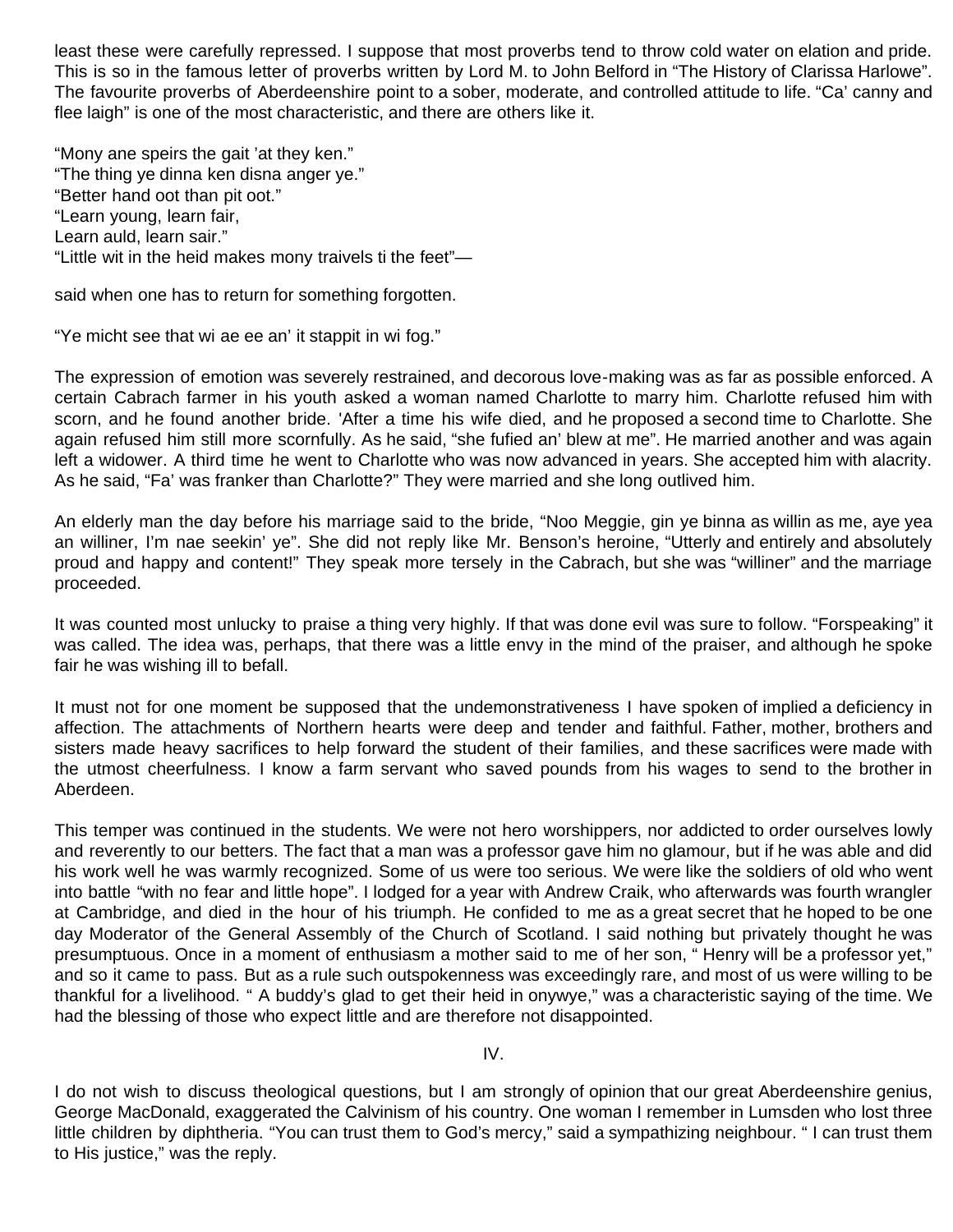least these were carefully repressed. I suppose that most proverbs tend to throw cold water on elation and pride. This is so in the famous letter of proverbs written by Lord M. to John Belford in "The History of Clarissa Harlowe". The favourite proverbs of Aberdeenshire point to a sober, moderate, and controlled attitude to life. "Ca' canny and flee laigh" is one of the most characteristic, and there are others like it.

"Mony ane speirs the gait 'at they ken."
"The thing ye dinna ken disna anger ye."
"Better hand oot than pit oot."
"Learn young, learn fair,
Learn auld, learn sair."
"Little wit in the heid makes mony traivels ti the feet"—

said when one has to return for something forgotten.

"Ye micht see that wi ae ee an' it stappit in wi fog."

The expression of emotion was severely restrained, and decorous love-making was as far as possible enforced. A certain Cabrach farmer in his youth asked a woman named Charlotte to marry him. Charlotte refused him with scorn, and he found another bride. 'After a time his wife died, and he proposed a second time to Charlotte. She again refused him still more scornfully. As he said, "she fufied an' blew at me". He married another and was again left a widower. A third time he went to Charlotte who was now advanced in years. She accepted him with alacrity. As he said, "Fa' was franker than Charlotte?" They were married and she long outlived him.

An elderly man the day before his marriage said to the bride, "Noo Meggie, gin ye binna as willin as me, aye yea an williner, I'm nae seekin' ye". She did not reply like Mr. Benson's heroine, "Utterly and entirely and absolutely proud and happy and content!" They speak more tersely in the Cabrach, but she was "williner" and the marriage proceeded.

It was counted most unlucky to praise a thing very highly. If that was done evil was sure to follow. "Forspeaking" it was called. The idea was, perhaps, that there was a little envy in the mind of the praiser, and although he spoke fair he was wishing ill to befall.

It must not for one moment be supposed that the undemonstrativeness I have spoken of implied a deficiency in affection. The attachments of Northern hearts were deep and tender and faithful. Father, mother, brothers and sisters made heavy sacrifices to help forward the student of their families, and these sacrifices were made with the utmost cheerfulness. I know a farm servant who saved pounds from his wages to send to the brother in Aberdeen.

This temper was continued in the students. We were not hero worshippers, nor addicted to order ourselves lowly and reverently to our betters. The fact that a man was a professor gave him no glamour, but if he was able and did his work well he was warmly recognized. Some of us were too serious. We were like the soldiers of old who went into battle "with no fear and little hope". I lodged for a year with Andrew Craik, who afterwards was fourth wrangler at Cambridge, and died in the hour of his triumph. He confided to me as a great secret that he hoped to be one day Moderator of the General Assembly of the Church of Scotland. I said nothing but privately thought he was presumptuous. Once in a moment of enthusiasm a mother said to me of her son, " Henry will be a professor yet," and so it came to pass. But as a rule such outspokenness was exceedingly rare, and most of us were willing to be thankful for a livelihood. " A buddy's glad to get their heid in onywye," was a characteristic saying of the time. We had the blessing of those who expect little and are therefore not disappointed.

## IV.

I do not wish to discuss theological questions, but I am strongly of opinion that our great Aberdeenshire genius, George MacDonald, exaggerated the Calvinism of his country. One woman I remember in Lumsden who lost three little children by diphtheria. "You can trust them to God's mercy," said a sympathizing neighbour. " I can trust them to His justice," was the reply.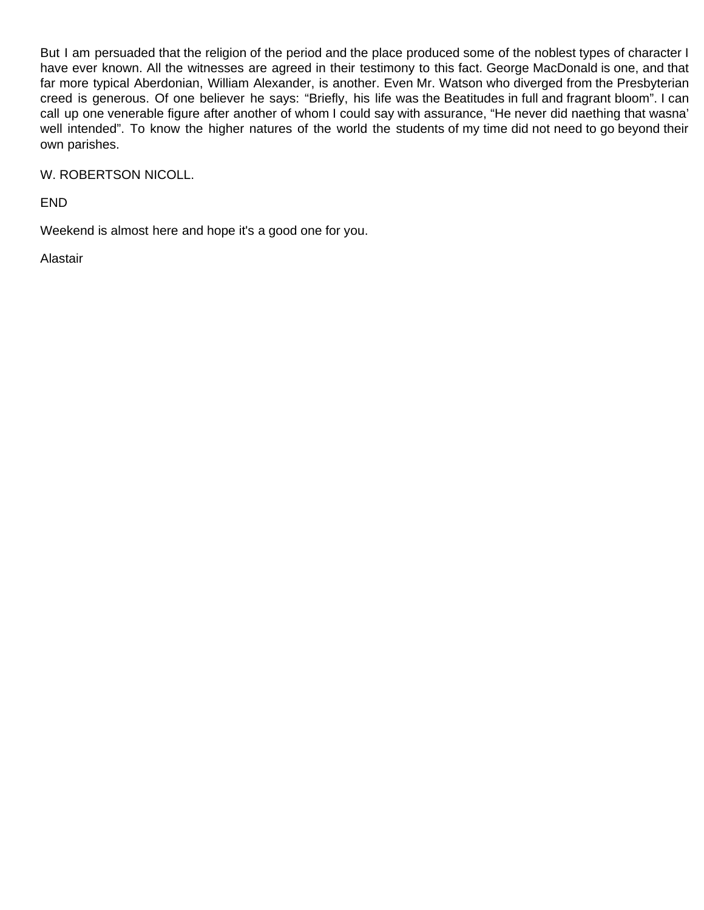But I am persuaded that the religion of the period and the place produced some of the noblest types of character I have ever known. All the witnesses are agreed in their testimony to this fact. George MacDonald is one, and that far more typical Aberdonian, William Alexander, is another. Even Mr. Watson who diverged from the Presbyterian creed is generous. Of one believer he says: “Briefly, his life was the Beatitudes in full and fragrant bloom”. I can call up one venerable figure after another of whom I could say with assurance, “He never did naething that wasna’ well intended”. To know the higher natures of the world the students of my time did not need to go beyond their own parishes.

W. ROBERTSON NICOLL.

END

Weekend is almost here and hope it's a good one for you.

Alastair